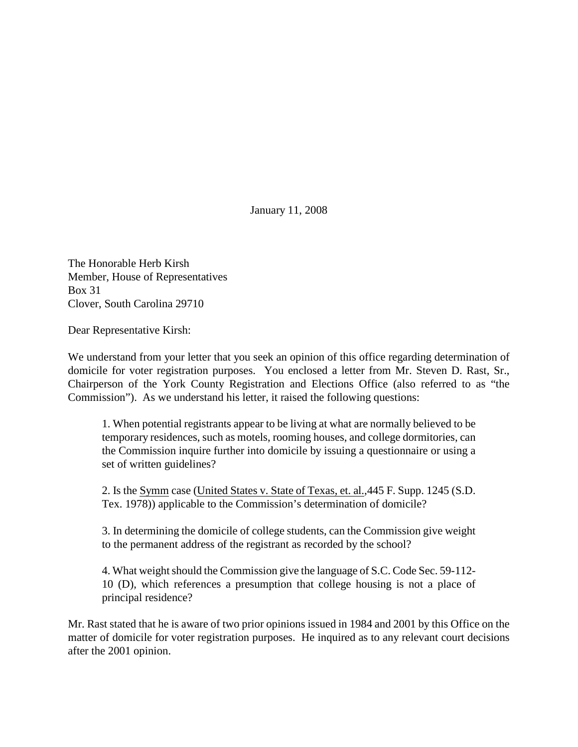January 11, 2008

The Honorable Herb Kirsh
Member, House of Representatives
Box 31
Clover, South Carolina 29710

Dear Representative Kirsh:

We understand from your letter that you seek an opinion of this office regarding determination of domicile for voter registration purposes. You enclosed a letter from Mr. Steven D. Rast, Sr., Chairperson of the York County Registration and Elections Office (also referred to as "the Commission"). As we understand his letter, it raised the following questions:

> 1. When potential registrants appear to be living at what are normally believed to be temporary residences, such as motels, rooming houses, and college dormitories, can the Commission inquire further into domicile by issuing a questionnaire or using a set of written guidelines?
>
> 2. Is the Symm case (United States v. State of Texas, et. al.,445 F. Supp. 1245 (S.D. Tex. 1978)) applicable to the Commission's determination of domicile?
>
> 3. In determining the domicile of college students, can the Commission give weight to the permanent address of the registrant as recorded by the school?
>
> 4. What weight should the Commission give the language of S.C. Code Sec. 59-112-10 (D), which references a presumption that college housing is not a place of principal residence?

Mr. Rast stated that he is aware of two prior opinions issued in 1984 and 2001 by this Office on the matter of domicile for voter registration purposes. He inquired as to any relevant court decisions after the 2001 opinion.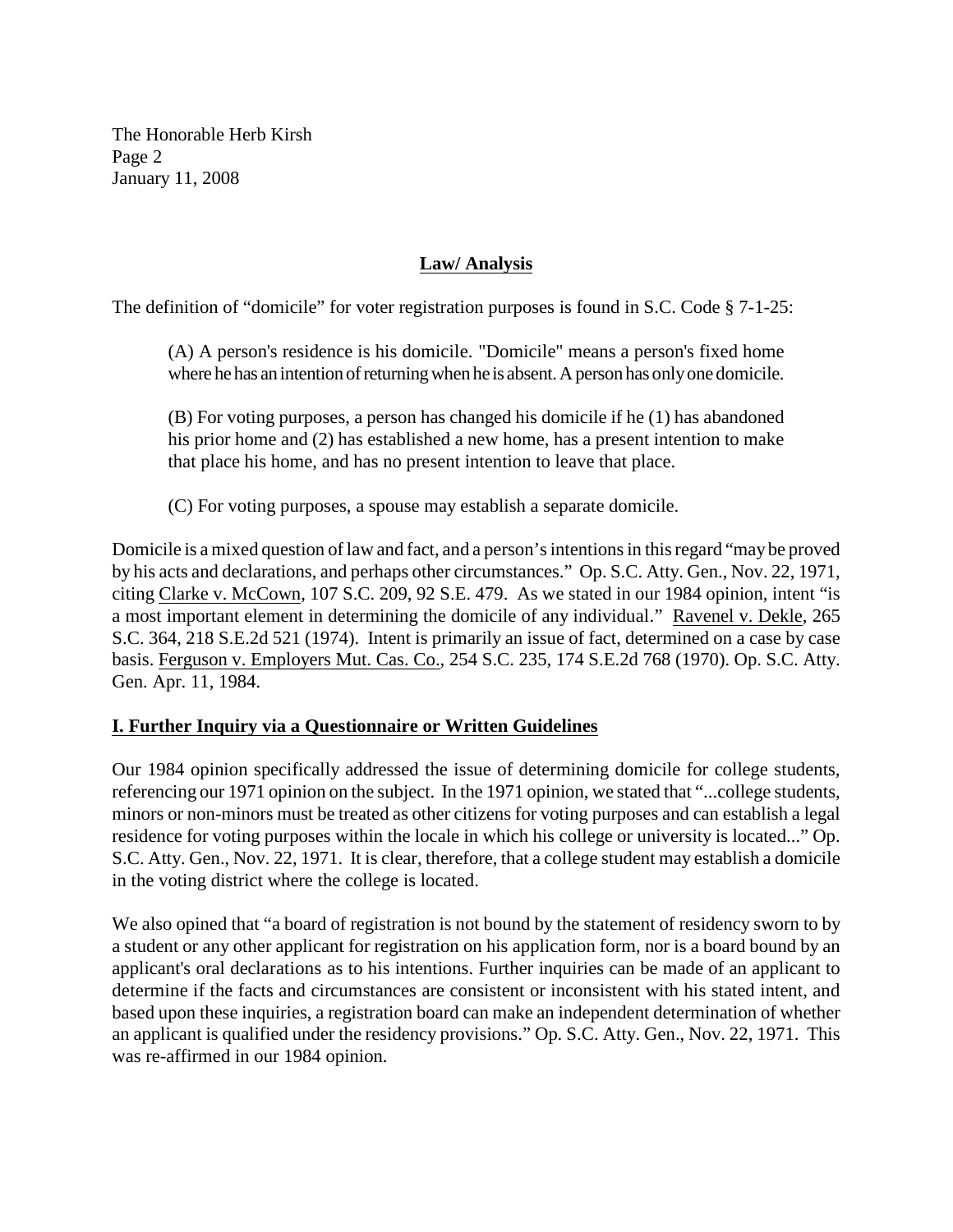## Law/ Analysis

The definition of "domicile" for voter registration purposes is found in S.C. Code § 7-1-25:

> (A) A person's residence is his domicile. "Domicile" means a person's fixed home where he has an intention of returning when he is absent. A person has only one domicile.
>
> (B) For voting purposes, a person has changed his domicile if he (1) has abandoned his prior home and (2) has established a new home, has a present intention to make that place his home, and has no present intention to leave that place.
>
> (C) For voting purposes, a spouse may establish a separate domicile.

Domicile is a mixed question of law and fact, and a person's intentions in this regard "may be proved by his acts and declarations, and perhaps other circumstances." Op. S.C. Atty. Gen., Nov. 22, 1971, citing Clarke v. McCown, 107 S.C. 209, 92 S.E. 479. As we stated in our 1984 opinion, intent "is a most important element in determining the domicile of any individual." Ravenel v. Dekle, 265 S.C. 364, 218 S.E.2d 521 (1974). Intent is primarily an issue of fact, determined on a case by case basis. Ferguson v. Employers Mut. Cas. Co., 254 S.C. 235, 174 S.E.2d 768 (1970). Op. S.C. Atty. Gen. Apr. 11, 1984.

### I. Further Inquiry via a Questionnaire or Written Guidelines

Our 1984 opinion specifically addressed the issue of determining domicile for college students, referencing our 1971 opinion on the subject. In the 1971 opinion, we stated that "...college students, minors or non-minors must be treated as other citizens for voting purposes and can establish a legal residence for voting purposes within the locale in which his college or university is located..." Op. S.C. Atty. Gen., Nov. 22, 1971. It is clear, therefore, that a college student may establish a domicile in the voting district where the college is located.

We also opined that "a board of registration is not bound by the statement of residency sworn to by a student or any other applicant for registration on his application form, nor is a board bound by an applicant's oral declarations as to his intentions. Further inquiries can be made of an applicant to determine if the facts and circumstances are consistent or inconsistent with his stated intent, and based upon these inquiries, a registration board can make an independent determination of whether an applicant is qualified under the residency provisions." Op. S.C. Atty. Gen., Nov. 22, 1971. This was re-affirmed in our 1984 opinion.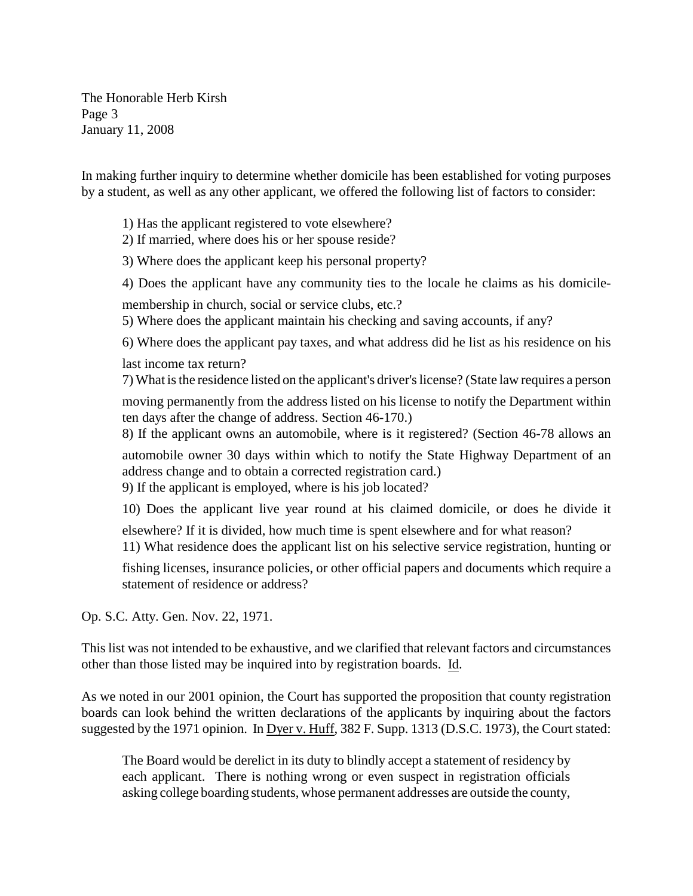In making further inquiry to determine whether domicile has been established for voting purposes by a student, as well as any other applicant, we offered the following list of factors to consider:

1) Has the applicant registered to vote elsewhere?
2) If married, where does his or her spouse reside?
3) Where does the applicant keep his personal property?
4) Does the applicant have any community ties to the locale he claims as his domicile- membership in church, social or service clubs, etc.?
5) Where does the applicant maintain his checking and saving accounts, if any?
6) Where does the applicant pay taxes, and what address did he list as his residence on his last income tax return?
7) What is the residence listed on the applicant's driver's license? (State law requires a person moving permanently from the address listed on his license to notify the Department within ten days after the change of address. Section 46-170.)
8) If the applicant owns an automobile, where is it registered? (Section 46-78 allows an automobile owner 30 days within which to notify the State Highway Department of an address change and to obtain a corrected registration card.)
9) If the applicant is employed, where is his job located?
10) Does the applicant live year round at his claimed domicile, or does he divide it elsewhere? If it is divided, how much time is spent elsewhere and for what reason?
11) What residence does the applicant list on his selective service registration, hunting or fishing licenses, insurance policies, or other official papers and documents which require a statement of residence or address?

Op. S.C. Atty. Gen. Nov. 22, 1971.

This list was not intended to be exhaustive, and we clarified that relevant factors and circumstances other than those listed may be inquired into by registration boards. Id.

As we noted in our 2001 opinion, the Court has supported the proposition that county registration boards can look behind the written declarations of the applicants by inquiring about the factors suggested by the 1971 opinion. In Dyer v. Huff, 382 F. Supp. 1313 (D.S.C. 1973), the Court stated:

> The Board would be derelict in its duty to blindly accept a statement of residency by each applicant. There is nothing wrong or even suspect in registration officials asking college boarding students, whose permanent addresses are outside the county,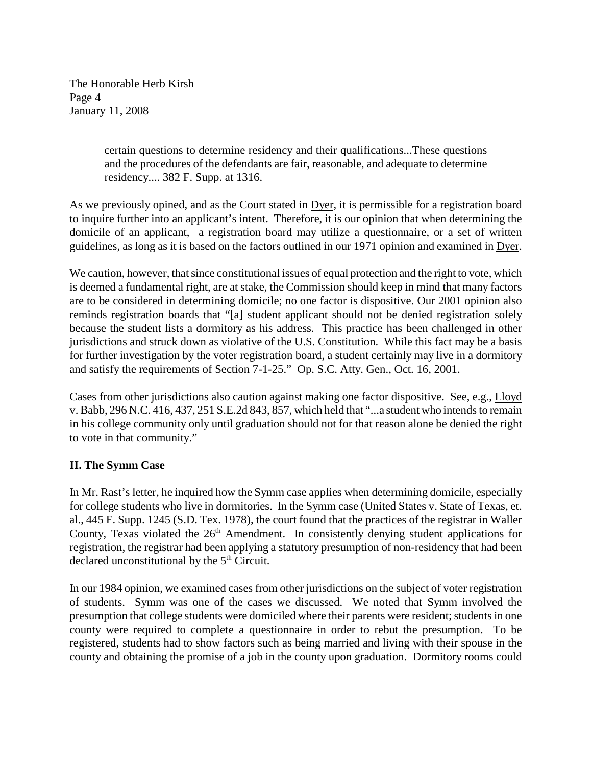> certain questions to determine residency and their qualifications...These questions and the procedures of the defendants are fair, reasonable, and adequate to determine residency.... 382 F. Supp. at 1316.

As we previously opined, and as the Court stated in Dyer, it is permissible for a registration board to inquire further into an applicant's intent. Therefore, it is our opinion that when determining the domicile of an applicant, a registration board may utilize a questionnaire, or a set of written guidelines, as long as it is based on the factors outlined in our 1971 opinion and examined in Dyer.

We caution, however, that since constitutional issues of equal protection and the right to vote, which is deemed a fundamental right, are at stake, the Commission should keep in mind that many factors are to be considered in determining domicile; no one factor is dispositive. Our 2001 opinion also reminds registration boards that "[a] student applicant should not be denied registration solely because the student lists a dormitory as his address. This practice has been challenged in other jurisdictions and struck down as violative of the U.S. Constitution. While this fact may be a basis for further investigation by the voter registration board, a student certainly may live in a dormitory and satisfy the requirements of Section 7-1-25." Op. S.C. Atty. Gen., Oct. 16, 2001.

Cases from other jurisdictions also caution against making one factor dispositive. See, e.g., Lloyd v. Babb, 296 N.C. 416, 437, 251 S.E.2d 843, 857, which held that "...a student who intends to remain in his college community only until graduation should not for that reason alone be denied the right to vote in that community."

## II. The Symm Case

In Mr. Rast's letter, he inquired how the Symm case applies when determining domicile, especially for college students who live in dormitories. In the Symm case (United States v. State of Texas, et. al., 445 F. Supp. 1245 (S.D. Tex. 1978), the court found that the practices of the registrar in Waller County, Texas violated the 26th Amendment. In consistently denying student applications for registration, the registrar had been applying a statutory presumption of non-residency that had been declared unconstitutional by the 5th Circuit.

In our 1984 opinion, we examined cases from other jurisdictions on the subject of voter registration of students. Symm was one of the cases we discussed. We noted that Symm involved the presumption that college students were domiciled where their parents were resident; students in one county were required to complete a questionnaire in order to rebut the presumption. To be registered, students had to show factors such as being married and living with their spouse in the county and obtaining the promise of a job in the county upon graduation. Dormitory rooms could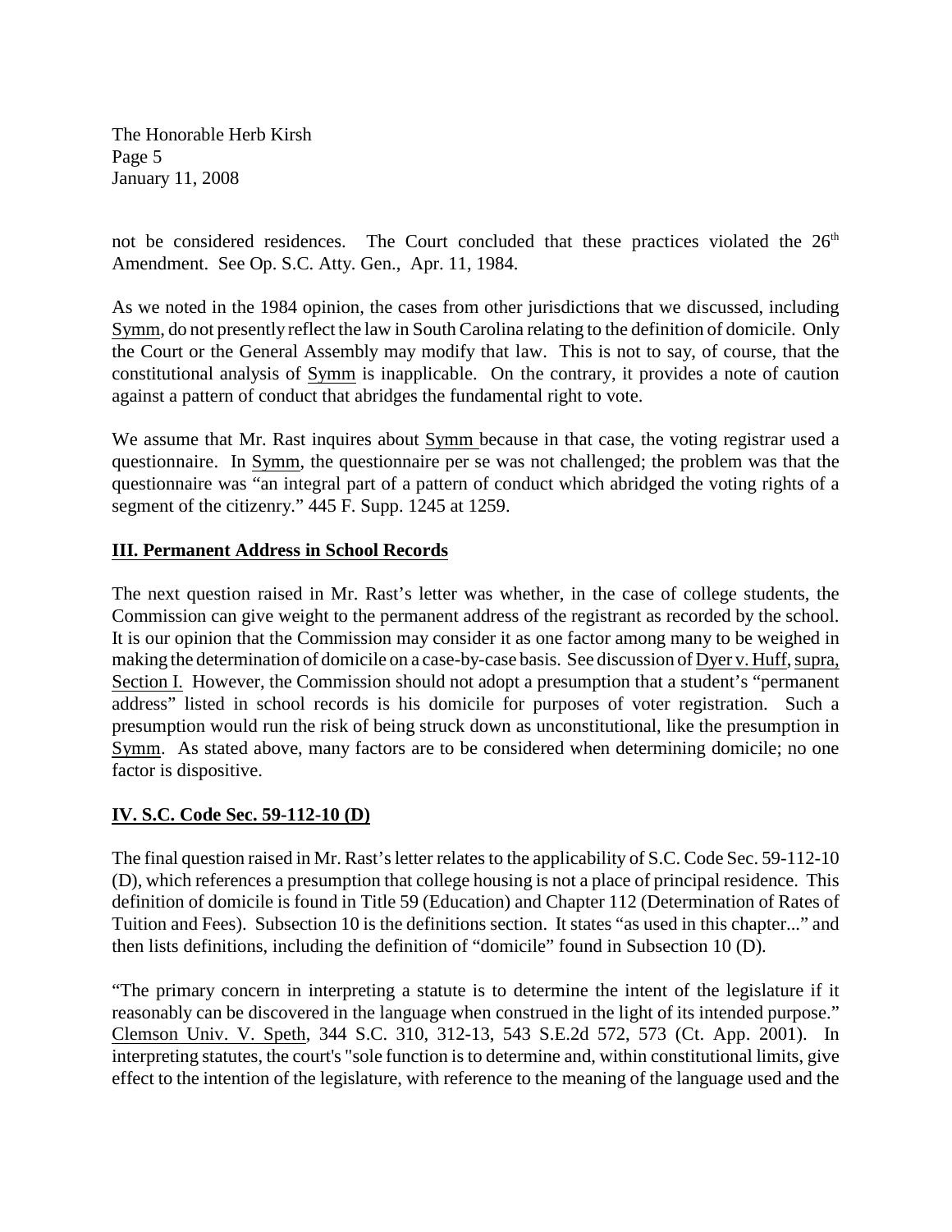not be considered residences. The Court concluded that these practices violated the 26th Amendment. See Op. S.C. Atty. Gen., Apr. 11, 1984.

As we noted in the 1984 opinion, the cases from other jurisdictions that we discussed, including Symm, do not presently reflect the law in South Carolina relating to the definition of domicile. Only the Court or the General Assembly may modify that law. This is not to say, of course, that the constitutional analysis of Symm is inapplicable. On the contrary, it provides a note of caution against a pattern of conduct that abridges the fundamental right to vote.

We assume that Mr. Rast inquires about Symm because in that case, the voting registrar used a questionnaire. In Symm, the questionnaire per se was not challenged; the problem was that the questionnaire was "an integral part of a pattern of conduct which abridged the voting rights of a segment of the citizenry." 445 F. Supp. 1245 at 1259.

## III. Permanent Address in School Records

The next question raised in Mr. Rast's letter was whether, in the case of college students, the Commission can give weight to the permanent address of the registrant as recorded by the school. It is our opinion that the Commission may consider it as one factor among many to be weighed in making the determination of domicile on a case-by-case basis. See discussion of Dyer v. Huff, supra, Section I. However, the Commission should not adopt a presumption that a student's "permanent address" listed in school records is his domicile for purposes of voter registration. Such a presumption would run the risk of being struck down as unconstitutional, like the presumption in Symm. As stated above, many factors are to be considered when determining domicile; no one factor is dispositive.

## IV. S.C. Code Sec. 59-112-10 (D)

The final question raised in Mr. Rast's letter relates to the applicability of S.C. Code Sec. 59-112-10 (D), which references a presumption that college housing is not a place of principal residence. This definition of domicile is found in Title 59 (Education) and Chapter 112 (Determination of Rates of Tuition and Fees). Subsection 10 is the definitions section. It states "as used in this chapter..." and then lists definitions, including the definition of "domicile" found in Subsection 10 (D).

"The primary concern in interpreting a statute is to determine the intent of the legislature if it reasonably can be discovered in the language when construed in the light of its intended purpose." Clemson Univ. V. Speth, 344 S.C. 310, 312-13, 543 S.E.2d 572, 573 (Ct. App. 2001). In interpreting statutes, the court's "sole function is to determine and, within constitutional limits, give effect to the intention of the legislature, with reference to the meaning of the language used and the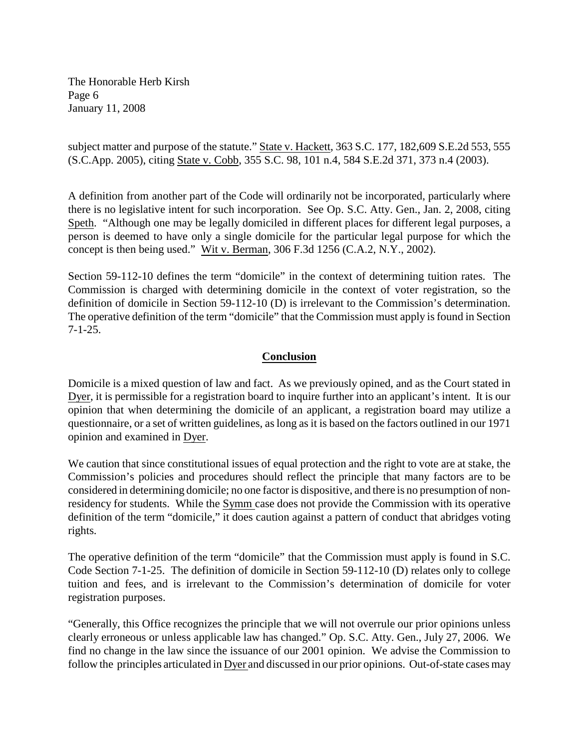subject matter and purpose of the statute." State v. Hackett, 363 S.C. 177, 182,609 S.E.2d 553, 555 (S.C.App. 2005), citing State v. Cobb, 355 S.C. 98, 101 n.4, 584 S.E.2d 371, 373 n.4 (2003).

A definition from another part of the Code will ordinarily not be incorporated, particularly where there is no legislative intent for such incorporation. See Op. S.C. Atty. Gen., Jan. 2, 2008, citing Speth. "Although one may be legally domiciled in different places for different legal purposes, a person is deemed to have only a single domicile for the particular legal purpose for which the concept is then being used." Wit v. Berman, 306 F.3d 1256 (C.A.2, N.Y., 2002).

Section 59-112-10 defines the term "domicile" in the context of determining tuition rates. The Commission is charged with determining domicile in the context of voter registration, so the definition of domicile in Section 59-112-10 (D) is irrelevant to the Commission's determination. The operative definition of the term "domicile" that the Commission must apply is found in Section 7-1-25.

## Conclusion

Domicile is a mixed question of law and fact. As we previously opined, and as the Court stated in Dyer, it is permissible for a registration board to inquire further into an applicant's intent. It is our opinion that when determining the domicile of an applicant, a registration board may utilize a questionnaire, or a set of written guidelines, as long as it is based on the factors outlined in our 1971 opinion and examined in Dyer.

We caution that since constitutional issues of equal protection and the right to vote are at stake, the Commission's policies and procedures should reflect the principle that many factors are to be considered in determining domicile; no one factor is dispositive, and there is no presumption of non-residency for students. While the Symm case does not provide the Commission with its operative definition of the term "domicile," it does caution against a pattern of conduct that abridges voting rights.

The operative definition of the term "domicile" that the Commission must apply is found in S.C. Code Section 7-1-25. The definition of domicile in Section 59-112-10 (D) relates only to college tuition and fees, and is irrelevant to the Commission's determination of domicile for voter registration purposes.

"Generally, this Office recognizes the principle that we will not overrule our prior opinions unless clearly erroneous or unless applicable law has changed." Op. S.C. Atty. Gen., July 27, 2006. We find no change in the law since the issuance of our 2001 opinion. We advise the Commission to follow the principles articulated in Dyer and discussed in our prior opinions. Out-of-state cases may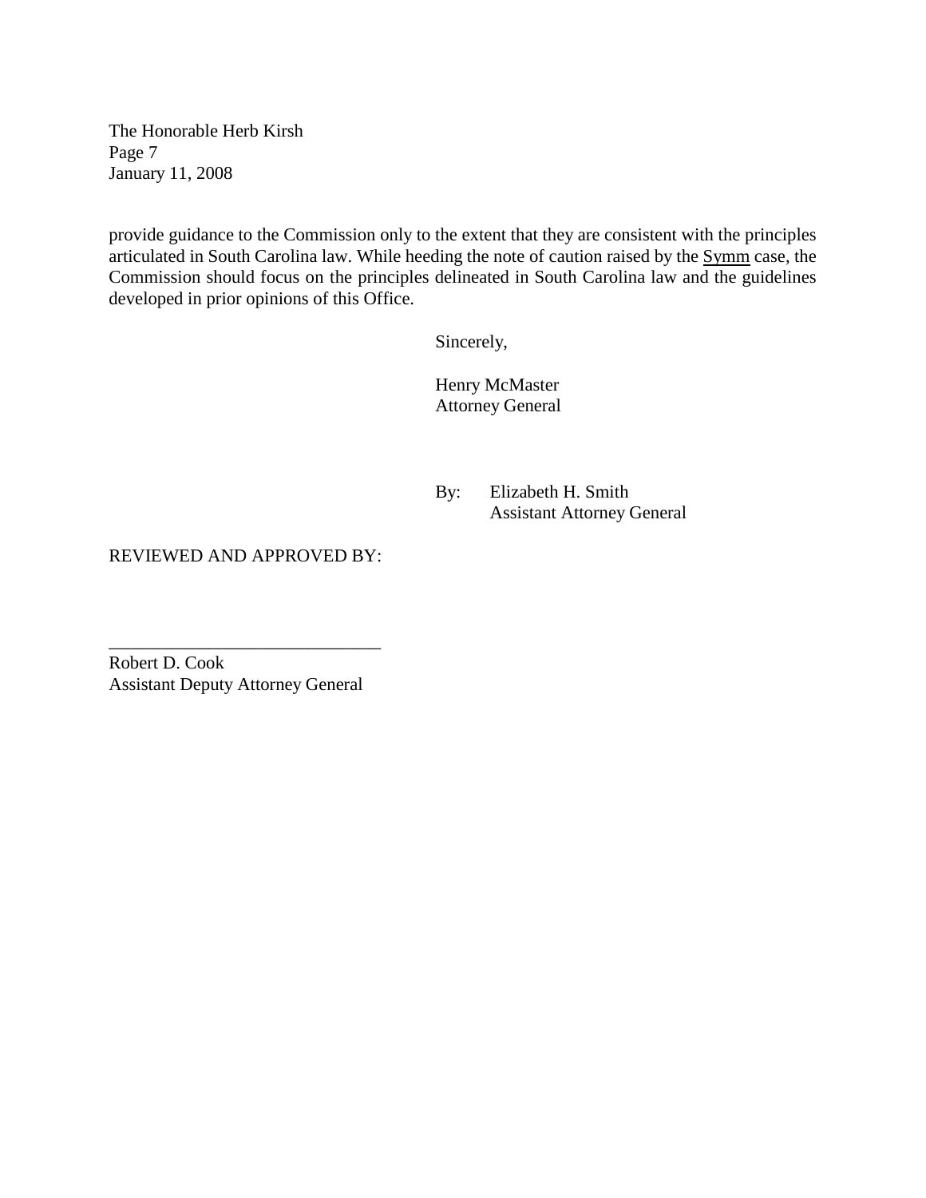provide guidance to the Commission only to the extent that they are consistent with the principles articulated in South Carolina law. While heeding the note of caution raised by the Symm case, the Commission should focus on the principles delineated in South Carolina law and the guidelines developed in prior opinions of this Office.

Sincerely,

Henry McMaster
Attorney General

By: Elizabeth H. Smith
Assistant Attorney General

REVIEWED AND APPROVED BY:

______________________________
Robert D. Cook
Assistant Deputy Attorney General